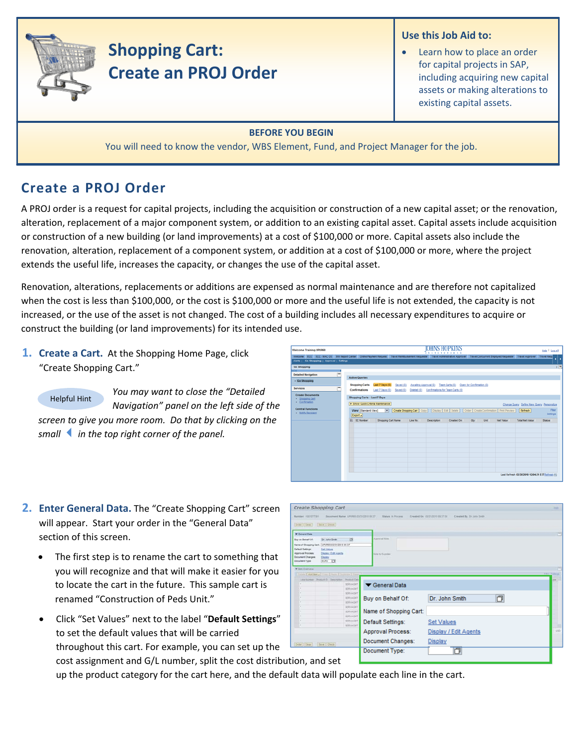# Shopping Cart: Create an PROJ Order

**Use this Job Aid to:**

- Learn how to place an order for capital projects in SAP, including acquiring new capital assets or making alterations to existing capital assets.

**BEFORE YOU BEGIN**

You will need to know the vendor, WBS Element, Fund, and Project Manager for the job.

## Create a PROJ Order

A PROJ order is a request for capital projects, including the acquisition or construction of a new capital asset; or the renovation, alteration, replacement of a major component system, or addition to an existing capital asset. Capital assets include acquisition or construction of a new building (or land improvements) at a cost of $100,000 or more. Capital assets also include the renovation, alteration, replacement of a component system, or addition at a cost of $100,000 or more, where the project extends the useful life, increases the capacity, or changes the use of the capital asset.

Renovation, alterations, replacements or additions are expensed as normal maintenance and are therefore not capitalized when the cost is less than $100,000, or the cost is $100,000 or more and the useful life is not extended, the capacity is not increased, or the use of the asset is not changed. The cost of a building includes all necessary expenditures to acquire or construct the building (or land improvements) for its intended use.

1. **Create a Cart.** At the Shopping Home Page, click "Create Shopping Cart."

   Helpful Hint *You may want to close the "Detailed Navigation" panel on the left side of the screen to give you more room. Do that by clicking on the small ◀ in the top right corner of the panel.*

2. **Enter General Data.** The "Create Shopping Cart" screen will appear. Start your order in the "General Data" section of this screen.

   - The first step is to rename the cart to something that you will recognize and that will make it easier for you to locate the cart in the future. This sample cart is renamed "Construction of Peds Unit."
   - Click "Set Values" next to the label "**Default Settings**" to set the default values that will be carried throughout this cart. For example, you can set up the cost assignment and G/L number, split the cost distribution, and set up the product category for the cart here, and the default data will populate each line in the cart.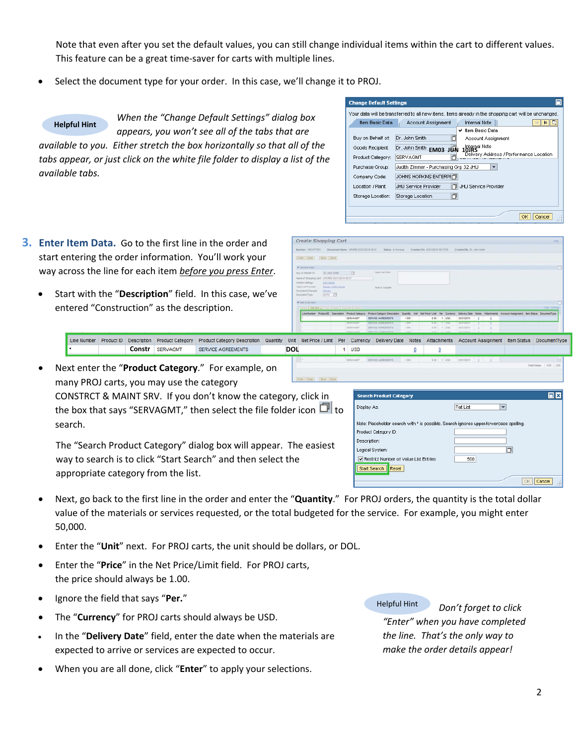Note that even after you set the default values, you can still change individual items within the cart to different values. This feature can be a great time-saver for carts with multiple lines.

- Select the document type for your order. In this case, we'll change it to PROJ.

**Helpful Hint** *When the "Change Default Settings" dialog box appears, you won't see all of the tabs that are available to you. Either stretch the box horizontally so that all of the tabs appear, or just click on the white file folder to display a list of the available tabs.*

## 3. Enter Item Data.

Go to the first line in the order and start entering the order information. You'll work your way across the line for each item *before you press Enter*.

- Start with the "**Description**" field. In this case, we've entered "Construction" as the description.

| Line Number | Product ID | Description | Product Category | Product Category Description | Quantity | Unit | Net Price / Limit | Per | Currency | Delivery Date | Notes | Attachments | Account Assignment | Item Status | DocumentType |
|---|---|---|---|---|---|---|---|---|---|---|---|---|---|---|---|
| * | | Constr | SERVAGMT | SERVICE AGREEMENTS | | DOL | | 1 | USD | | 0 | 0 | | | |

- Next enter the "**Product Category**." For example, on many PROJ carts, you may use the category CONSTRCT & MAINT SRV. If you don't know the category, click in the box that says "SERVAGMT," then select the file folder icon to search.

  The "Search Product Category" dialog box will appear. The easiest way to search is to click "Start Search" and then select the appropriate category from the list.

- Next, go back to the first line in the order and enter the "**Quantity**." For PROJ orders, the quantity is the total dollar value of the materials or services requested, or the total budgeted for the service. For example, you might enter 50,000.
- Enter the "**Unit**" next. For PROJ carts, the unit should be dollars, or DOL.
- Enter the "**Price**" in the Net Price/Limit field. For PROJ carts, the price should always be 1.00.
- Ignore the field that says "**Per.**"
- The "**Currency**" for PROJ carts should always be USD.
- In the "**Delivery Date**" field, enter the date when the materials are expected to arrive or services are expected to occur.
- When you are all done, click "**Enter**" to apply your selections.

**Helpful Hint** *Don't forget to click "Enter" when you have completed the line. That's the only way to make the order details appear!*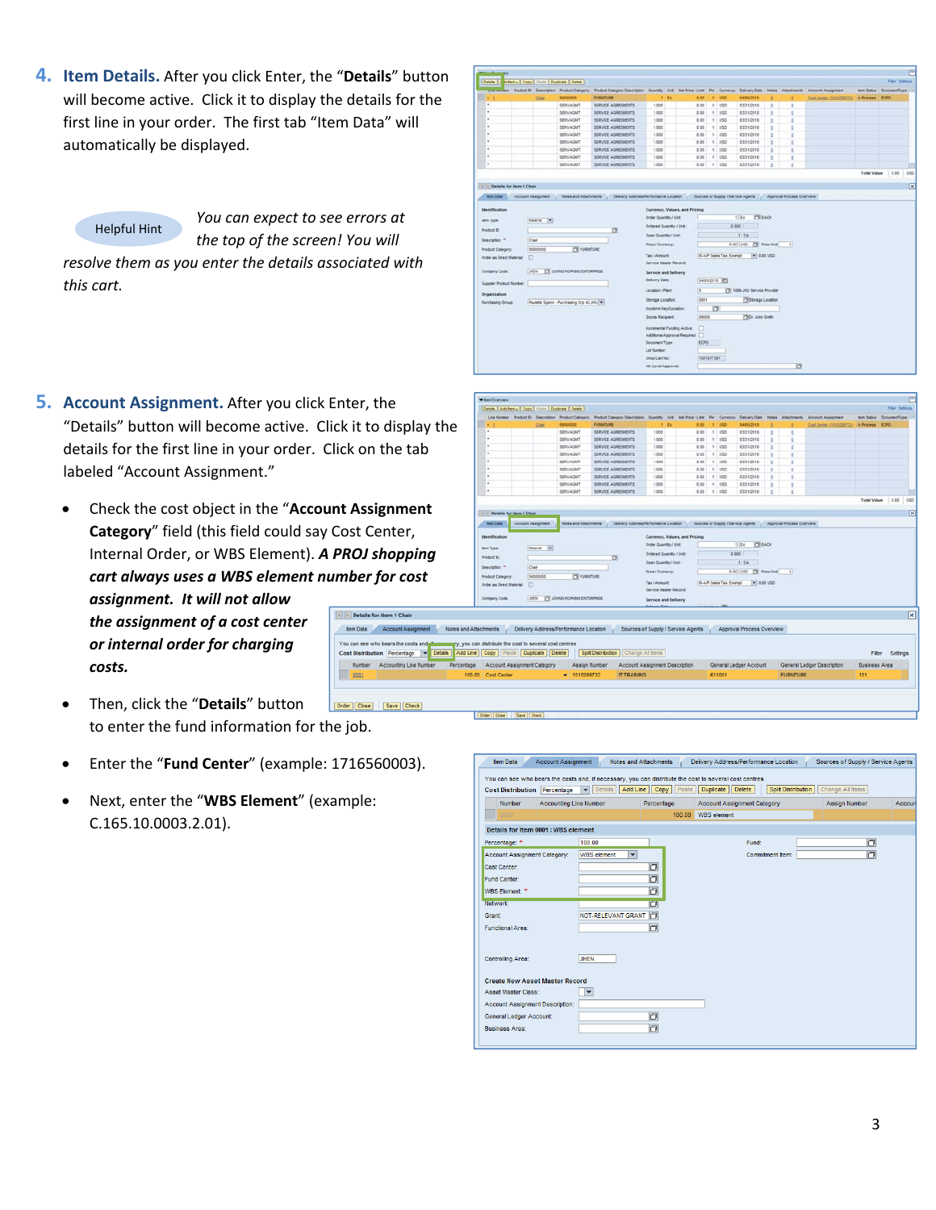4. **Item Details.** After you click Enter, the "**Details**" button will become active. Click it to display the details for the first line in your order. The first tab "Item Data" will automatically be displayed.

Helpful Hint

*You can expect to see errors at the top of the screen! You will resolve them as you enter the details associated with this cart.*

5. **Account Assignment.** After you click Enter, the "Details" button will become active. Click it to display the details for the first line in your order. Click on the tab labeled "Account Assignment."

- Check the cost object in the "**Account Assignment Category**" field (this field could say Cost Center, Internal Order, or WBS Element). ***A PROJ shopping cart always uses a WBS element number for cost assignment. It will not allow the assignment of a cost center or internal order for charging costs.***
- Then, click the "**Details**" button to enter the fund information for the job.
- Enter the "**Fund Center**" (example: 1716560003).
- Next, enter the "**WBS Element**" (example: C.165.10.0003.2.01).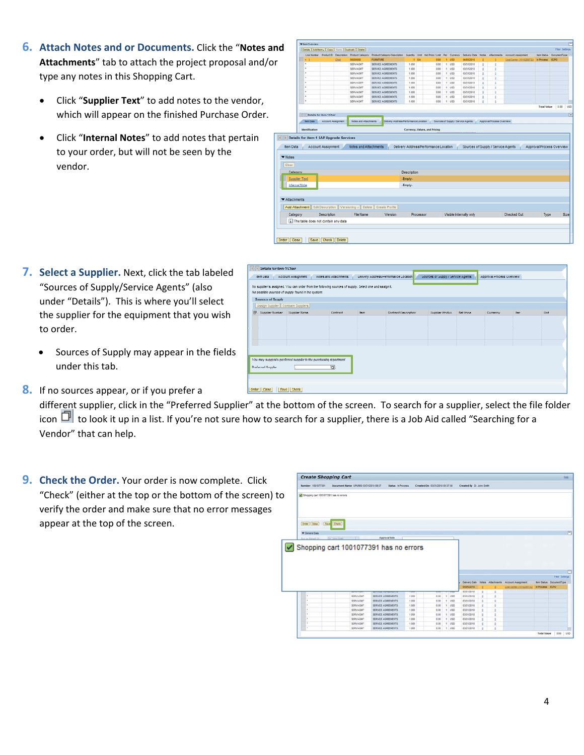6. **Attach Notes and or Documents.** Click the "**Notes and Attachments**" tab to attach the project proposal and/or type any notes in this Shopping Cart.

- Click "**Supplier Text**" to add notes to the vendor, which will appear on the finished Purchase Order.
- Click "**Internal Notes**" to add notes that pertain to your order, but will not be seen by the vendor.

7. **Select a Supplier.** Next, click the tab labeled "Sources of Supply/Service Agents" (also under "Details"). This is where you'll select the supplier for the equipment that you wish to order.

- Sources of Supply may appear in the fields under this tab.

8. If no sources appear, or if you prefer a different supplier, click in the "Preferred Supplier" at the bottom of the screen. To search for a supplier, select the file folder icon to look it up in a list. If you're not sure how to search for a supplier, there is a Job Aid called "Searching for a Vendor" that can help.

9. **Check the Order.** Your order is now complete. Click "Check" (either at the top or the bottom of the screen) to verify the order and make sure that no error messages appear at the top of the screen.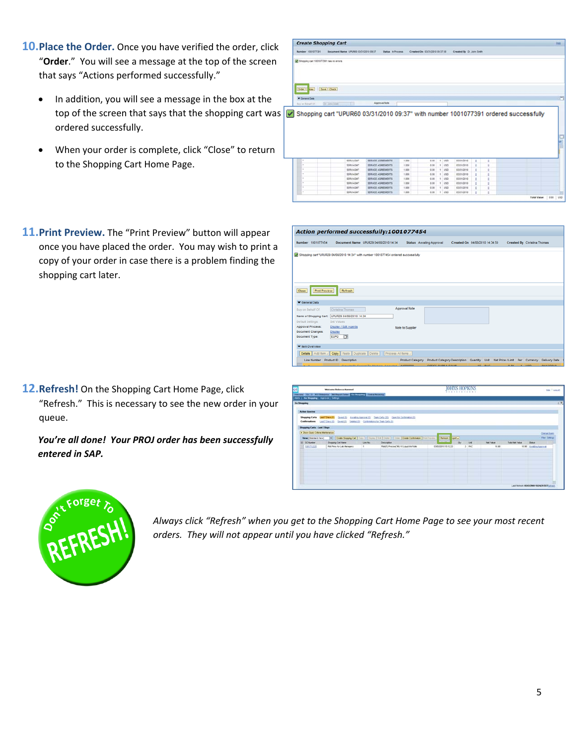## 10. Place the Order.

Once you have verified the order, click "**Order**." You will see a message at the top of the screen that says "Actions performed successfully."

- In addition, you will see a message in the box at the top of the screen that says that the shopping cart was ordered successfully.
- When your order is complete, click "Close" to return to the Shopping Cart Home Page.

## 11. Print Preview.

The "Print Preview" button will appear once you have placed the order. You may wish to print a copy of your order in case there is a problem finding the shopping cart later.

## 12. Refresh!

On the Shopping Cart Home Page, click "Refresh." This is necessary to see the new order in your queue.

***You're all done! Your PROJ order has been successfully entered in SAP.***

Don't Forget To REFRESH!

*Always click "Refresh" when you get to the Shopping Cart Home Page to see your most recent orders. They will not appear until you have clicked "Refresh."*